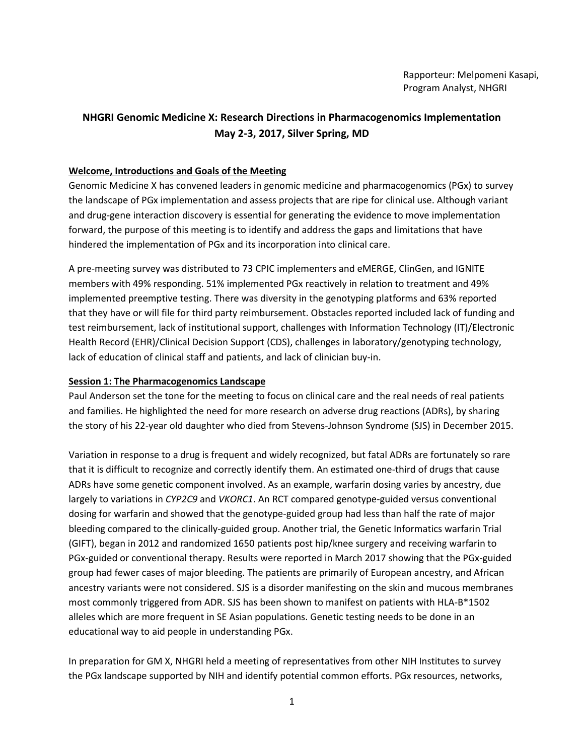Rapporteur: Melpomeni Kasapi,
Program Analyst, NHGRI

# NHGRI Genomic Medicine X: Research Directions in Pharmacogenomics Implementation
## May 2-3, 2017, Silver Spring, MD

### Welcome, Introductions and Goals of the Meeting

Genomic Medicine X has convened leaders in genomic medicine and pharmacogenomics (PGx) to survey the landscape of PGx implementation and assess projects that are ripe for clinical use. Although variant and drug-gene interaction discovery is essential for generating the evidence to move implementation forward, the purpose of this meeting is to identify and address the gaps and limitations that have hindered the implementation of PGx and its incorporation into clinical care.

A pre-meeting survey was distributed to 73 CPIC implementers and eMERGE, ClinGen, and IGNITE members with 49% responding. 51% implemented PGx reactively in relation to treatment and 49% implemented preemptive testing. There was diversity in the genotyping platforms and 63% reported that they have or will file for third party reimbursement. Obstacles reported included lack of funding and test reimbursement, lack of institutional support, challenges with Information Technology (IT)/Electronic Health Record (EHR)/Clinical Decision Support (CDS), challenges in laboratory/genotyping technology, lack of education of clinical staff and patients, and lack of clinician buy-in.

### Session 1: The Pharmacogenomics Landscape

Paul Anderson set the tone for the meeting to focus on clinical care and the real needs of real patients and families. He highlighted the need for more research on adverse drug reactions (ADRs), by sharing the story of his 22-year old daughter who died from Stevens-Johnson Syndrome (SJS) in December 2015.

Variation in response to a drug is frequent and widely recognized, but fatal ADRs are fortunately so rare that it is difficult to recognize and correctly identify them. An estimated one-third of drugs that cause ADRs have some genetic component involved. As an example, warfarin dosing varies by ancestry, due largely to variations in *CYP2C9* and *VKORC1*. An RCT compared genotype-guided versus conventional dosing for warfarin and showed that the genotype-guided group had less than half the rate of major bleeding compared to the clinically-guided group. Another trial, the Genetic Informatics warfarin Trial (GIFT), began in 2012 and randomized 1650 patients post hip/knee surgery and receiving warfarin to PGx-guided or conventional therapy. Results were reported in March 2017 showing that the PGx-guided group had fewer cases of major bleeding. The patients are primarily of European ancestry, and African ancestry variants were not considered. SJS is a disorder manifesting on the skin and mucous membranes most commonly triggered from ADR. SJS has been shown to manifest on patients with HLA-B*1502 alleles which are more frequent in SE Asian populations. Genetic testing needs to be done in an educational way to aid people in understanding PGx.

In preparation for GM X, NHGRI held a meeting of representatives from other NIH Institutes to survey the PGx landscape supported by NIH and identify potential common efforts. PGx resources, networks,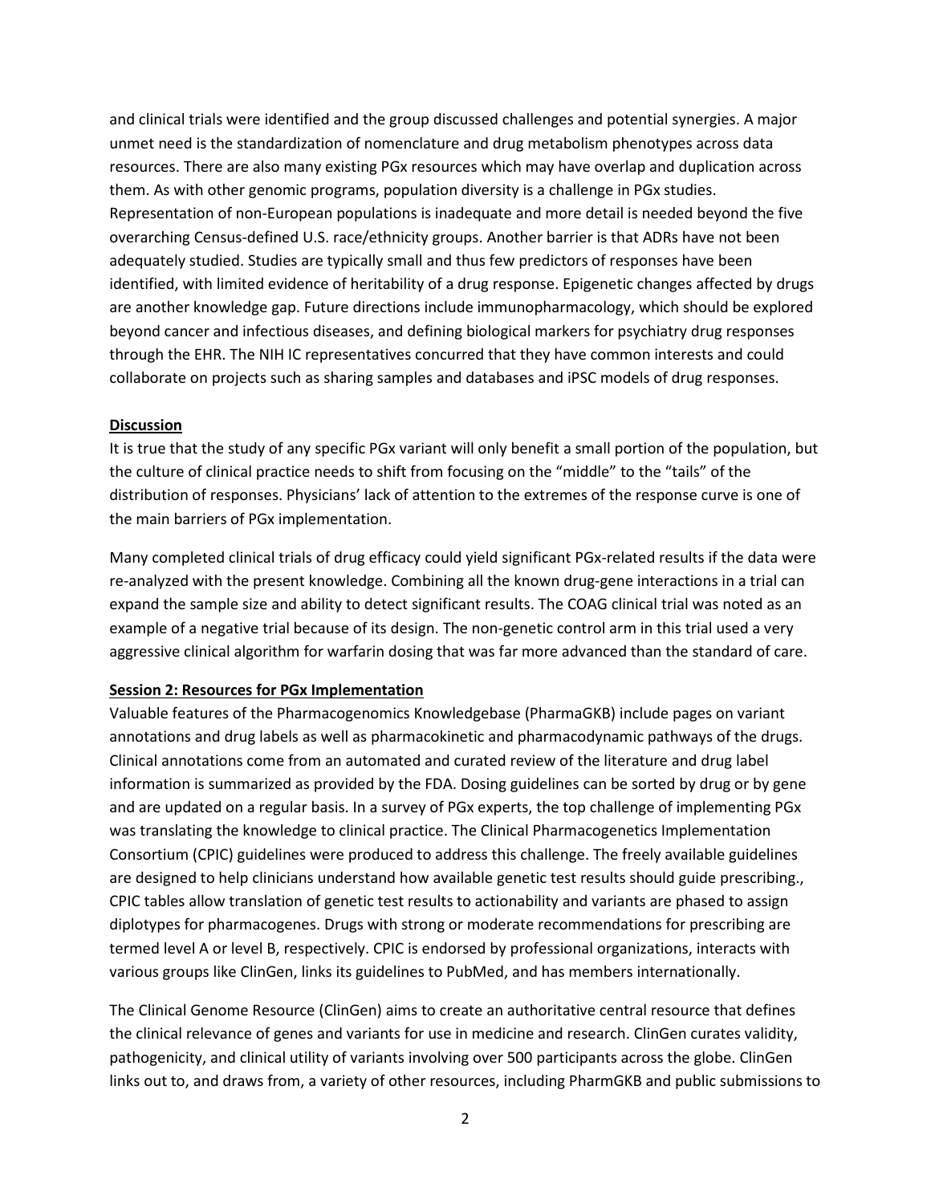and clinical trials were identified and the group discussed challenges and potential synergies. A major unmet need is the standardization of nomenclature and drug metabolism phenotypes across data resources. There are also many existing PGx resources which may have overlap and duplication across them. As with other genomic programs, population diversity is a challenge in PGx studies. Representation of non-European populations is inadequate and more detail is needed beyond the five overarching Census-defined U.S. race/ethnicity groups. Another barrier is that ADRs have not been adequately studied. Studies are typically small and thus few predictors of responses have been identified, with limited evidence of heritability of a drug response. Epigenetic changes affected by drugs are another knowledge gap. Future directions include immunopharmacology, which should be explored beyond cancer and infectious diseases, and defining biological markers for psychiatry drug responses through the EHR. The NIH IC representatives concurred that they have common interests and could collaborate on projects such as sharing samples and databases and iPSC models of drug responses.

**Discussion**

It is true that the study of any specific PGx variant will only benefit a small portion of the population, but the culture of clinical practice needs to shift from focusing on the "middle" to the "tails" of the distribution of responses. Physicians' lack of attention to the extremes of the response curve is one of the main barriers of PGx implementation.

Many completed clinical trials of drug efficacy could yield significant PGx-related results if the data were re-analyzed with the present knowledge. Combining all the known drug-gene interactions in a trial can expand the sample size and ability to detect significant results. The COAG clinical trial was noted as an example of a negative trial because of its design. The non-genetic control arm in this trial used a very aggressive clinical algorithm for warfarin dosing that was far more advanced than the standard of care.

**Session 2: Resources for PGx Implementation**

Valuable features of the Pharmacogenomics Knowledgebase (PharmaGKB) include pages on variant annotations and drug labels as well as pharmacokinetic and pharmacodynamic pathways of the drugs. Clinical annotations come from an automated and curated review of the literature and drug label information is summarized as provided by the FDA. Dosing guidelines can be sorted by drug or by gene and are updated on a regular basis. In a survey of PGx experts, the top challenge of implementing PGx was translating the knowledge to clinical practice. The Clinical Pharmacogenetics Implementation Consortium (CPIC) guidelines were produced to address this challenge. The freely available guidelines are designed to help clinicians understand how available genetic test results should guide prescribing., CPIC tables allow translation of genetic test results to actionability and variants are phased to assign diplotypes for pharmacogenes. Drugs with strong or moderate recommendations for prescribing are termed level A or level B, respectively. CPIC is endorsed by professional organizations, interacts with various groups like ClinGen, links its guidelines to PubMed, and has members internationally.

The Clinical Genome Resource (ClinGen) aims to create an authoritative central resource that defines the clinical relevance of genes and variants for use in medicine and research. ClinGen curates validity, pathogenicity, and clinical utility of variants involving over 500 participants across the globe. ClinGen links out to, and draws from, a variety of other resources, including PharmGKB and public submissions to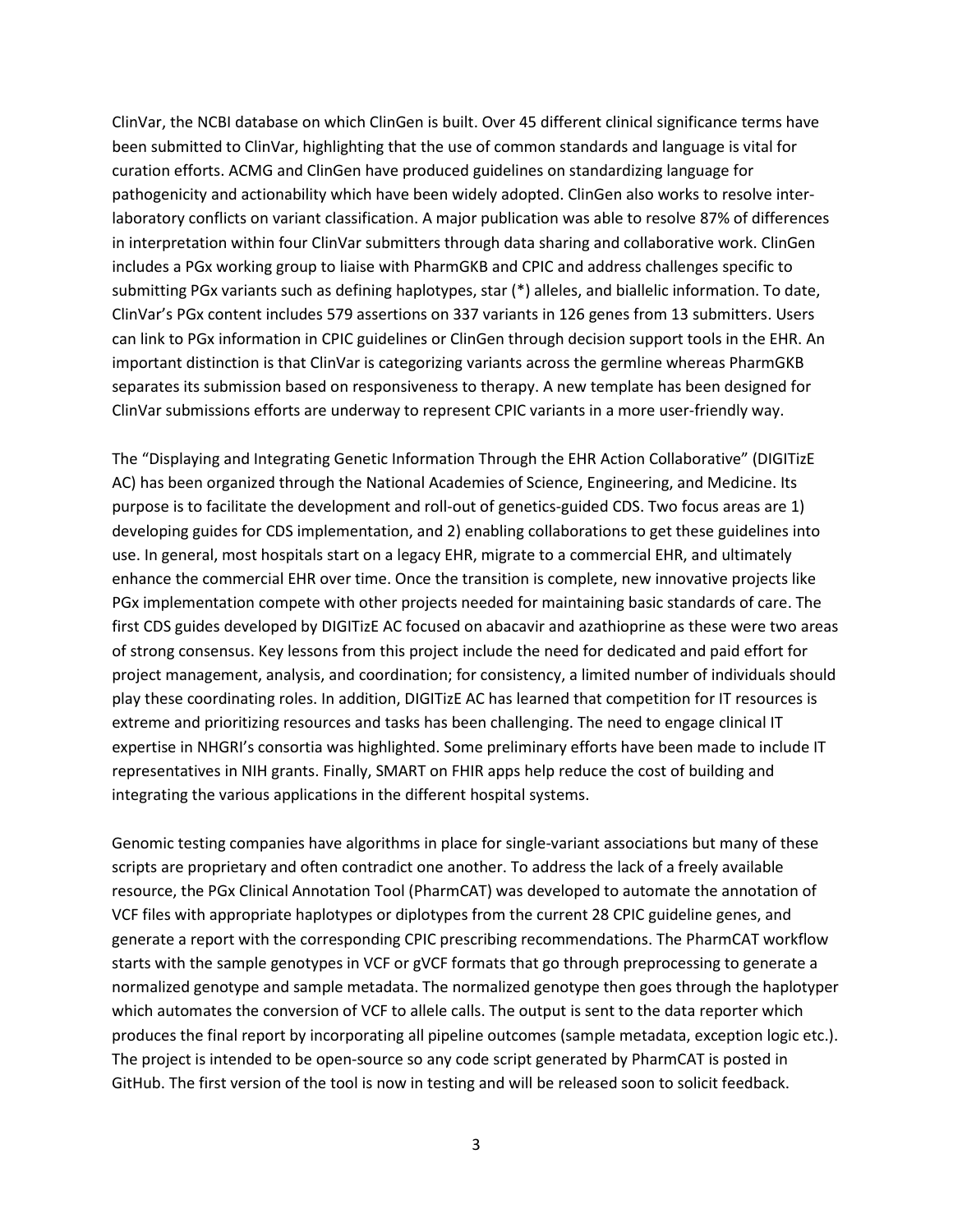ClinVar, the NCBI database on which ClinGen is built. Over 45 different clinical significance terms have been submitted to ClinVar, highlighting that the use of common standards and language is vital for curation efforts. ACMG and ClinGen have produced guidelines on standardizing language for pathogenicity and actionability which have been widely adopted. ClinGen also works to resolve inter-laboratory conflicts on variant classification. A major publication was able to resolve 87% of differences in interpretation within four ClinVar submitters through data sharing and collaborative work. ClinGen includes a PGx working group to liaise with PharmGKB and CPIC and address challenges specific to submitting PGx variants such as defining haplotypes, star (*) alleles, and biallelic information. To date, ClinVar's PGx content includes 579 assertions on 337 variants in 126 genes from 13 submitters. Users can link to PGx information in CPIC guidelines or ClinGen through decision support tools in the EHR. An important distinction is that ClinVar is categorizing variants across the germline whereas PharmGKB separates its submission based on responsiveness to therapy. A new template has been designed for ClinVar submissions efforts are underway to represent CPIC variants in a more user-friendly way.

The "Displaying and Integrating Genetic Information Through the EHR Action Collaborative" (DIGITizE AC) has been organized through the National Academies of Science, Engineering, and Medicine. Its purpose is to facilitate the development and roll-out of genetics-guided CDS. Two focus areas are 1) developing guides for CDS implementation, and 2) enabling collaborations to get these guidelines into use. In general, most hospitals start on a legacy EHR, migrate to a commercial EHR, and ultimately enhance the commercial EHR over time. Once the transition is complete, new innovative projects like PGx implementation compete with other projects needed for maintaining basic standards of care. The first CDS guides developed by DIGITizE AC focused on abacavir and azathioprine as these were two areas of strong consensus. Key lessons from this project include the need for dedicated and paid effort for project management, analysis, and coordination; for consistency, a limited number of individuals should play these coordinating roles. In addition, DIGITizE AC has learned that competition for IT resources is extreme and prioritizing resources and tasks has been challenging. The need to engage clinical IT expertise in NHGRI's consortia was highlighted. Some preliminary efforts have been made to include IT representatives in NIH grants. Finally, SMART on FHIR apps help reduce the cost of building and integrating the various applications in the different hospital systems.

Genomic testing companies have algorithms in place for single-variant associations but many of these scripts are proprietary and often contradict one another. To address the lack of a freely available resource, the PGx Clinical Annotation Tool (PharmCAT) was developed to automate the annotation of VCF files with appropriate haplotypes or diplotypes from the current 28 CPIC guideline genes, and generate a report with the corresponding CPIC prescribing recommendations. The PharmCAT workflow starts with the sample genotypes in VCF or gVCF formats that go through preprocessing to generate a normalized genotype and sample metadata. The normalized genotype then goes through the haplotyper which automates the conversion of VCF to allele calls. The output is sent to the data reporter which produces the final report by incorporating all pipeline outcomes (sample metadata, exception logic etc.). The project is intended to be open-source so any code script generated by PharmCAT is posted in GitHub. The first version of the tool is now in testing and will be released soon to solicit feedback.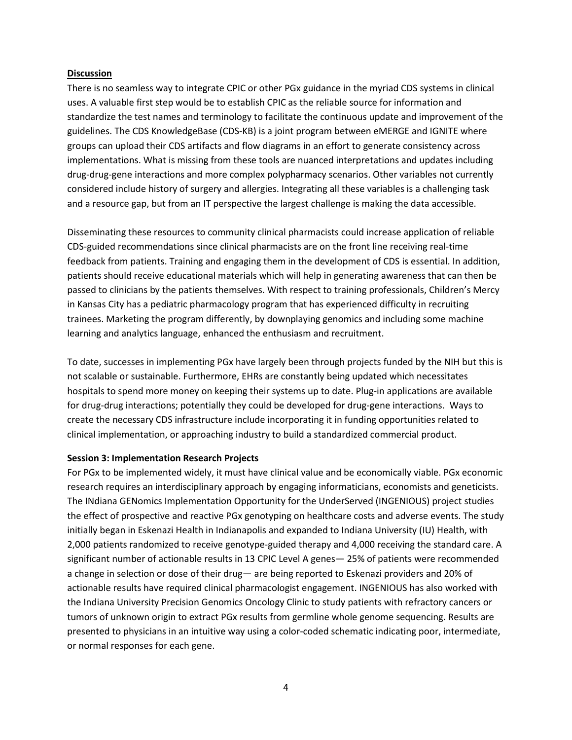## Discussion

There is no seamless way to integrate CPIC or other PGx guidance in the myriad CDS systems in clinical uses. A valuable first step would be to establish CPIC as the reliable source for information and standardize the test names and terminology to facilitate the continuous update and improvement of the guidelines. The CDS KnowledgeBase (CDS-KB) is a joint program between eMERGE and IGNITE where groups can upload their CDS artifacts and flow diagrams in an effort to generate consistency across implementations. What is missing from these tools are nuanced interpretations and updates including drug-drug-gene interactions and more complex polypharmacy scenarios. Other variables not currently considered include history of surgery and allergies. Integrating all these variables is a challenging task and a resource gap, but from an IT perspective the largest challenge is making the data accessible.

Disseminating these resources to community clinical pharmacists could increase application of reliable CDS-guided recommendations since clinical pharmacists are on the front line receiving real-time feedback from patients. Training and engaging them in the development of CDS is essential. In addition, patients should receive educational materials which will help in generating awareness that can then be passed to clinicians by the patients themselves. With respect to training professionals, Children's Mercy in Kansas City has a pediatric pharmacology program that has experienced difficulty in recruiting trainees. Marketing the program differently, by downplaying genomics and including some machine learning and analytics language, enhanced the enthusiasm and recruitment.

To date, successes in implementing PGx have largely been through projects funded by the NIH but this is not scalable or sustainable. Furthermore, EHRs are constantly being updated which necessitates hospitals to spend more money on keeping their systems up to date. Plug-in applications are available for drug-drug interactions; potentially they could be developed for drug-gene interactions. Ways to create the necessary CDS infrastructure include incorporating it in funding opportunities related to clinical implementation, or approaching industry to build a standardized commercial product.

## Session 3: Implementation Research Projects

For PGx to be implemented widely, it must have clinical value and be economically viable. PGx economic research requires an interdisciplinary approach by engaging informaticians, economists and geneticists. The INdiana GENomics Implementation Opportunity for the UnderServed (INGENIOUS) project studies the effect of prospective and reactive PGx genotyping on healthcare costs and adverse events. The study initially began in Eskenazi Health in Indianapolis and expanded to Indiana University (IU) Health, with 2,000 patients randomized to receive genotype-guided therapy and 4,000 receiving the standard care. A significant number of actionable results in 13 CPIC Level A genes— 25% of patients were recommended a change in selection or dose of their drug— are being reported to Eskenazi providers and 20% of actionable results have required clinical pharmacologist engagement. INGENIOUS has also worked with the Indiana University Precision Genomics Oncology Clinic to study patients with refractory cancers or tumors of unknown origin to extract PGx results from germline whole genome sequencing. Results are presented to physicians in an intuitive way using a color-coded schematic indicating poor, intermediate, or normal responses for each gene.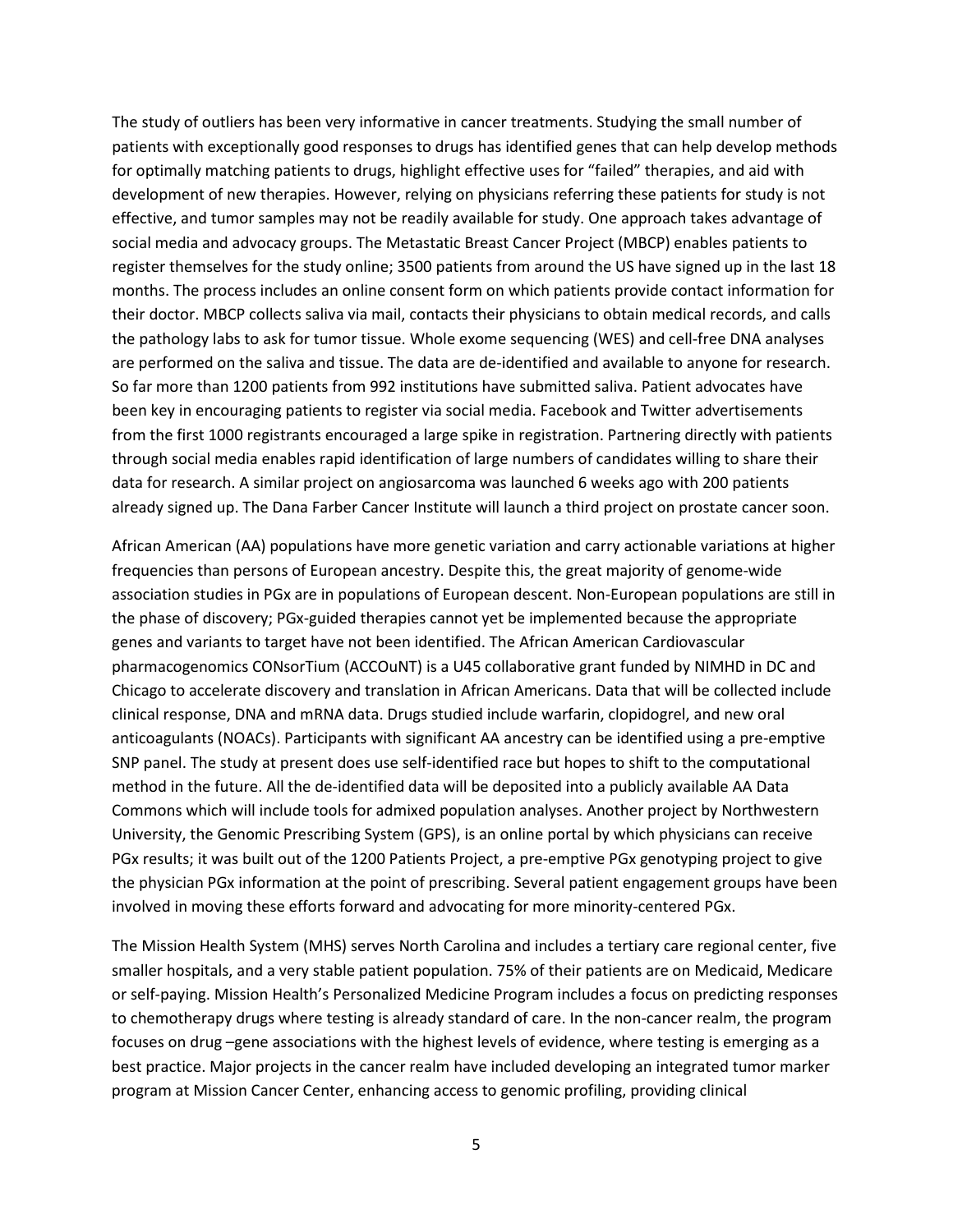The study of outliers has been very informative in cancer treatments. Studying the small number of patients with exceptionally good responses to drugs has identified genes that can help develop methods for optimally matching patients to drugs, highlight effective uses for "failed" therapies, and aid with development of new therapies. However, relying on physicians referring these patients for study is not effective, and tumor samples may not be readily available for study. One approach takes advantage of social media and advocacy groups. The Metastatic Breast Cancer Project (MBCP) enables patients to register themselves for the study online; 3500 patients from around the US have signed up in the last 18 months. The process includes an online consent form on which patients provide contact information for their doctor. MBCP collects saliva via mail, contacts their physicians to obtain medical records, and calls the pathology labs to ask for tumor tissue. Whole exome sequencing (WES) and cell-free DNA analyses are performed on the saliva and tissue. The data are de-identified and available to anyone for research. So far more than 1200 patients from 992 institutions have submitted saliva. Patient advocates have been key in encouraging patients to register via social media. Facebook and Twitter advertisements from the first 1000 registrants encouraged a large spike in registration. Partnering directly with patients through social media enables rapid identification of large numbers of candidates willing to share their data for research. A similar project on angiosarcoma was launched 6 weeks ago with 200 patients already signed up. The Dana Farber Cancer Institute will launch a third project on prostate cancer soon.

African American (AA) populations have more genetic variation and carry actionable variations at higher frequencies than persons of European ancestry. Despite this, the great majority of genome-wide association studies in PGx are in populations of European descent. Non-European populations are still in the phase of discovery; PGx-guided therapies cannot yet be implemented because the appropriate genes and variants to target have not been identified. The African American Cardiovascular pharmacogenomics CONsorTium (ACCOuNT) is a U45 collaborative grant funded by NIMHD in DC and Chicago to accelerate discovery and translation in African Americans. Data that will be collected include clinical response, DNA and mRNA data. Drugs studied include warfarin, clopidogrel, and new oral anticoagulants (NOACs). Participants with significant AA ancestry can be identified using a pre-emptive SNP panel. The study at present does use self-identified race but hopes to shift to the computational method in the future. All the de-identified data will be deposited into a publicly available AA Data Commons which will include tools for admixed population analyses. Another project by Northwestern University, the Genomic Prescribing System (GPS), is an online portal by which physicians can receive PGx results; it was built out of the 1200 Patients Project, a pre-emptive PGx genotyping project to give the physician PGx information at the point of prescribing. Several patient engagement groups have been involved in moving these efforts forward and advocating for more minority-centered PGx.

The Mission Health System (MHS) serves North Carolina and includes a tertiary care regional center, five smaller hospitals, and a very stable patient population. 75% of their patients are on Medicaid, Medicare or self-paying. Mission Health's Personalized Medicine Program includes a focus on predicting responses to chemotherapy drugs where testing is already standard of care. In the non-cancer realm, the program focuses on drug –gene associations with the highest levels of evidence, where testing is emerging as a best practice. Major projects in the cancer realm have included developing an integrated tumor marker program at Mission Cancer Center, enhancing access to genomic profiling, providing clinical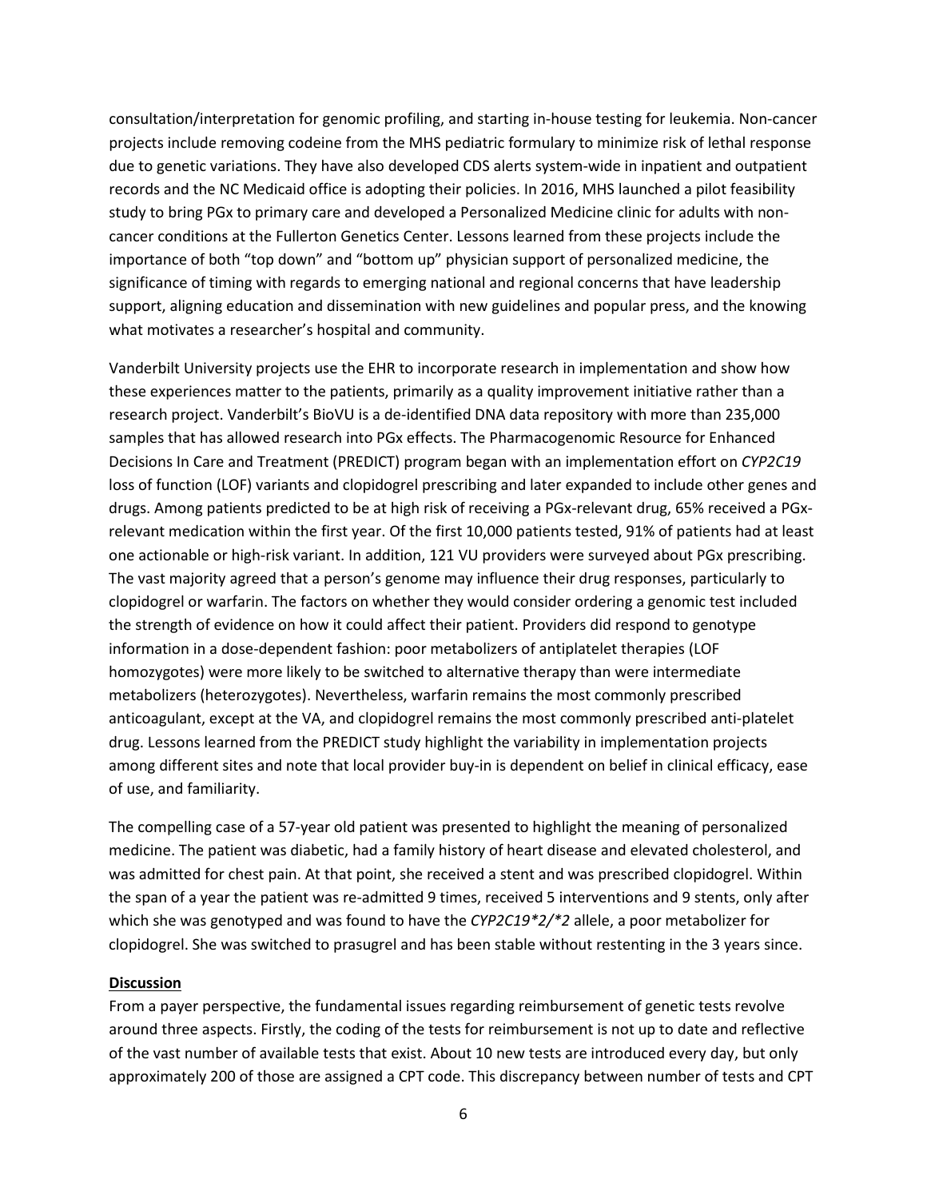consultation/interpretation for genomic profiling, and starting in-house testing for leukemia. Non-cancer projects include removing codeine from the MHS pediatric formulary to minimize risk of lethal response due to genetic variations. They have also developed CDS alerts system-wide in inpatient and outpatient records and the NC Medicaid office is adopting their policies. In 2016, MHS launched a pilot feasibility study to bring PGx to primary care and developed a Personalized Medicine clinic for adults with non-cancer conditions at the Fullerton Genetics Center. Lessons learned from these projects include the importance of both "top down" and "bottom up" physician support of personalized medicine, the significance of timing with regards to emerging national and regional concerns that have leadership support, aligning education and dissemination with new guidelines and popular press, and the knowing what motivates a researcher's hospital and community.

Vanderbilt University projects use the EHR to incorporate research in implementation and show how these experiences matter to the patients, primarily as a quality improvement initiative rather than a research project. Vanderbilt's BioVU is a de-identified DNA data repository with more than 235,000 samples that has allowed research into PGx effects. The Pharmacogenomic Resource for Enhanced Decisions In Care and Treatment (PREDICT) program began with an implementation effort on *CYP2C19* loss of function (LOF) variants and clopidogrel prescribing and later expanded to include other genes and drugs. Among patients predicted to be at high risk of receiving a PGx-relevant drug, 65% received a PGx-relevant medication within the first year. Of the first 10,000 patients tested, 91% of patients had at least one actionable or high-risk variant. In addition, 121 VU providers were surveyed about PGx prescribing. The vast majority agreed that a person's genome may influence their drug responses, particularly to clopidogrel or warfarin. The factors on whether they would consider ordering a genomic test included the strength of evidence on how it could affect their patient. Providers did respond to genotype information in a dose-dependent fashion: poor metabolizers of antiplatelet therapies (LOF homozygotes) were more likely to be switched to alternative therapy than were intermediate metabolizers (heterozygotes). Nevertheless, warfarin remains the most commonly prescribed anticoagulant, except at the VA, and clopidogrel remains the most commonly prescribed anti-platelet drug. Lessons learned from the PREDICT study highlight the variability in implementation projects among different sites and note that local provider buy-in is dependent on belief in clinical efficacy, ease of use, and familiarity.

The compelling case of a 57-year old patient was presented to highlight the meaning of personalized medicine. The patient was diabetic, had a family history of heart disease and elevated cholesterol, and was admitted for chest pain. At that point, she received a stent and was prescribed clopidogrel. Within the span of a year the patient was re-admitted 9 times, received 5 interventions and 9 stents, only after which she was genotyped and was found to have the *CYP2C19\*2/\*2* allele, a poor metabolizer for clopidogrel. She was switched to prasugrel and has been stable without restenting in the 3 years since.

## Discussion

From a payer perspective, the fundamental issues regarding reimbursement of genetic tests revolve around three aspects. Firstly, the coding of the tests for reimbursement is not up to date and reflective of the vast number of available tests that exist. About 10 new tests are introduced every day, but only approximately 200 of those are assigned a CPT code. This discrepancy between number of tests and CPT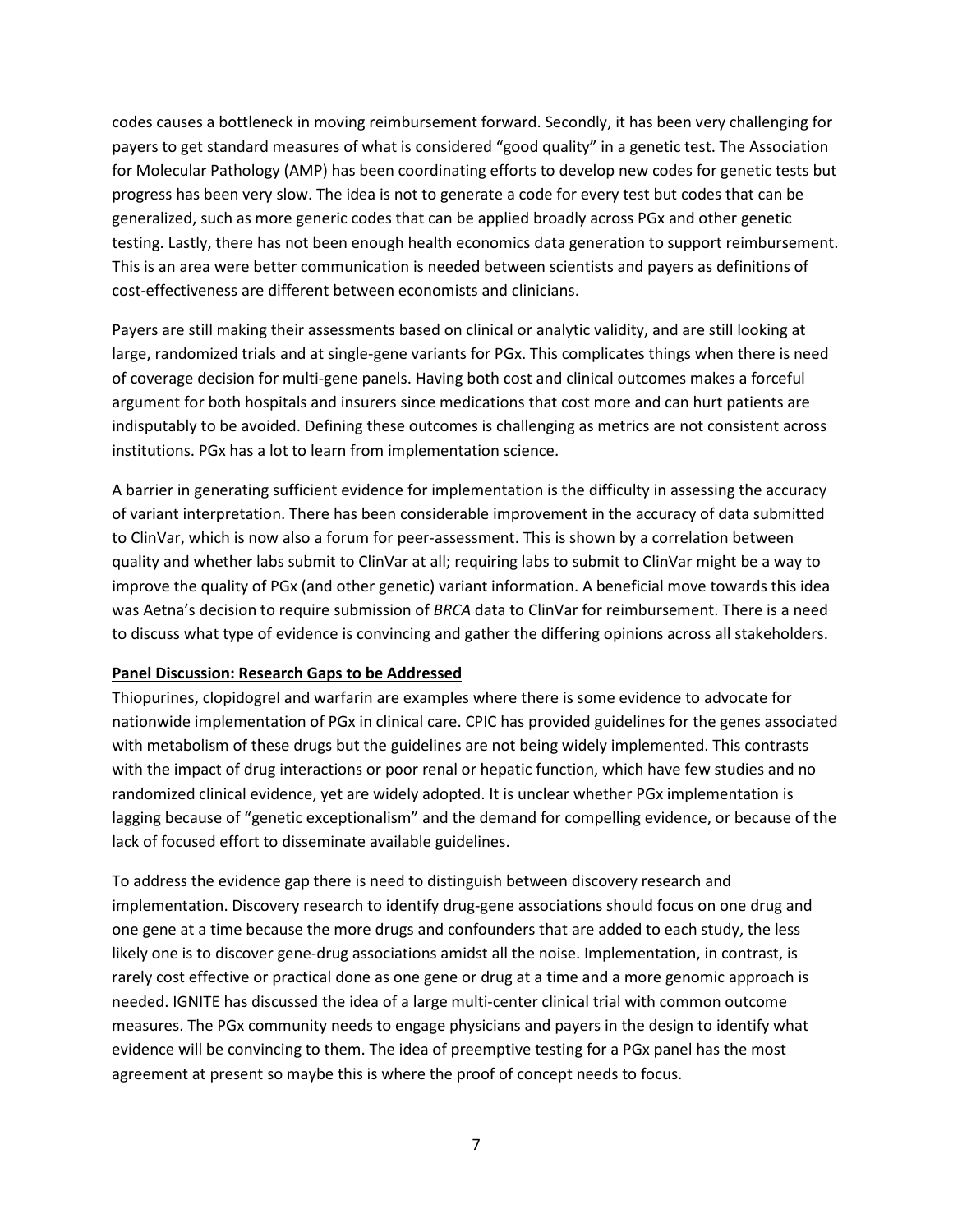codes causes a bottleneck in moving reimbursement forward. Secondly, it has been very challenging for payers to get standard measures of what is considered "good quality" in a genetic test. The Association for Molecular Pathology (AMP) has been coordinating efforts to develop new codes for genetic tests but progress has been very slow. The idea is not to generate a code for every test but codes that can be generalized, such as more generic codes that can be applied broadly across PGx and other genetic testing. Lastly, there has not been enough health economics data generation to support reimbursement. This is an area were better communication is needed between scientists and payers as definitions of cost-effectiveness are different between economists and clinicians.

Payers are still making their assessments based on clinical or analytic validity, and are still looking at large, randomized trials and at single-gene variants for PGx. This complicates things when there is need of coverage decision for multi-gene panels. Having both cost and clinical outcomes makes a forceful argument for both hospitals and insurers since medications that cost more and can hurt patients are indisputably to be avoided. Defining these outcomes is challenging as metrics are not consistent across institutions. PGx has a lot to learn from implementation science.

A barrier in generating sufficient evidence for implementation is the difficulty in assessing the accuracy of variant interpretation. There has been considerable improvement in the accuracy of data submitted to ClinVar, which is now also a forum for peer-assessment. This is shown by a correlation between quality and whether labs submit to ClinVar at all; requiring labs to submit to ClinVar might be a way to improve the quality of PGx (and other genetic) variant information. A beneficial move towards this idea was Aetna's decision to require submission of *BRCA* data to ClinVar for reimbursement. There is a need to discuss what type of evidence is convincing and gather the differing opinions across all stakeholders.

**Panel Discussion: Research Gaps to be Addressed**

Thiopurines, clopidogrel and warfarin are examples where there is some evidence to advocate for nationwide implementation of PGx in clinical care. CPIC has provided guidelines for the genes associated with metabolism of these drugs but the guidelines are not being widely implemented. This contrasts with the impact of drug interactions or poor renal or hepatic function, which have few studies and no randomized clinical evidence, yet are widely adopted. It is unclear whether PGx implementation is lagging because of "genetic exceptionalism" and the demand for compelling evidence, or because of the lack of focused effort to disseminate available guidelines.

To address the evidence gap there is need to distinguish between discovery research and implementation. Discovery research to identify drug-gene associations should focus on one drug and one gene at a time because the more drugs and confounders that are added to each study, the less likely one is to discover gene-drug associations amidst all the noise. Implementation, in contrast, is rarely cost effective or practical done as one gene or drug at a time and a more genomic approach is needed. IGNITE has discussed the idea of a large multi-center clinical trial with common outcome measures. The PGx community needs to engage physicians and payers in the design to identify what evidence will be convincing to them. The idea of preemptive testing for a PGx panel has the most agreement at present so maybe this is where the proof of concept needs to focus.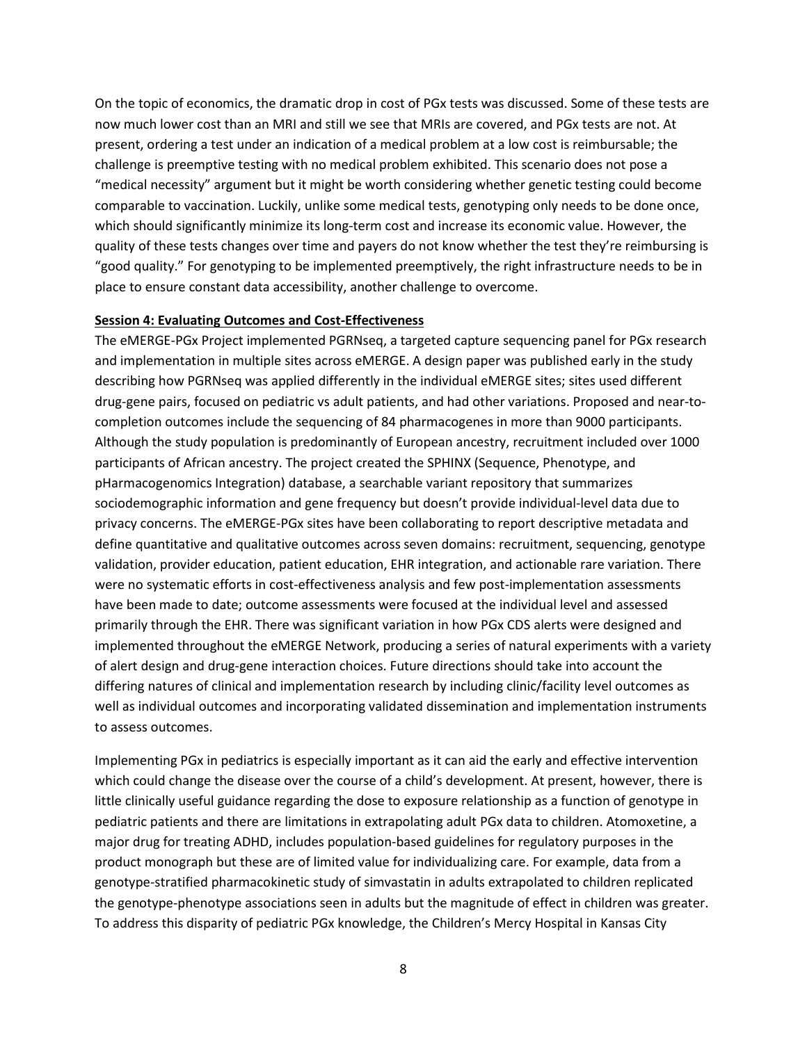On the topic of economics, the dramatic drop in cost of PGx tests was discussed. Some of these tests are now much lower cost than an MRI and still we see that MRIs are covered, and PGx tests are not. At present, ordering a test under an indication of a medical problem at a low cost is reimbursable; the challenge is preemptive testing with no medical problem exhibited. This scenario does not pose a "medical necessity" argument but it might be worth considering whether genetic testing could become comparable to vaccination. Luckily, unlike some medical tests, genotyping only needs to be done once, which should significantly minimize its long-term cost and increase its economic value. However, the quality of these tests changes over time and payers do not know whether the test they're reimbursing is "good quality." For genotyping to be implemented preemptively, the right infrastructure needs to be in place to ensure constant data accessibility, another challenge to overcome.

**Session 4: Evaluating Outcomes and Cost-Effectiveness**

The eMERGE-PGx Project implemented PGRNseq, a targeted capture sequencing panel for PGx research and implementation in multiple sites across eMERGE. A design paper was published early in the study describing how PGRNseq was applied differently in the individual eMERGE sites; sites used different drug-gene pairs, focused on pediatric vs adult patients, and had other variations. Proposed and near-to-completion outcomes include the sequencing of 84 pharmacogenes in more than 9000 participants. Although the study population is predominantly of European ancestry, recruitment included over 1000 participants of African ancestry. The project created the SPHINX (Sequence, Phenotype, and pHarmacogenomics Integration) database, a searchable variant repository that summarizes sociodemographic information and gene frequency but doesn't provide individual-level data due to privacy concerns. The eMERGE-PGx sites have been collaborating to report descriptive metadata and define quantitative and qualitative outcomes across seven domains: recruitment, sequencing, genotype validation, provider education, patient education, EHR integration, and actionable rare variation. There were no systematic efforts in cost-effectiveness analysis and few post-implementation assessments have been made to date; outcome assessments were focused at the individual level and assessed primarily through the EHR. There was significant variation in how PGx CDS alerts were designed and implemented throughout the eMERGE Network, producing a series of natural experiments with a variety of alert design and drug-gene interaction choices. Future directions should take into account the differing natures of clinical and implementation research by including clinic/facility level outcomes as well as individual outcomes and incorporating validated dissemination and implementation instruments to assess outcomes.

Implementing PGx in pediatrics is especially important as it can aid the early and effective intervention which could change the disease over the course of a child's development. At present, however, there is little clinically useful guidance regarding the dose to exposure relationship as a function of genotype in pediatric patients and there are limitations in extrapolating adult PGx data to children. Atomoxetine, a major drug for treating ADHD, includes population-based guidelines for regulatory purposes in the product monograph but these are of limited value for individualizing care. For example, data from a genotype-stratified pharmacokinetic study of simvastatin in adults extrapolated to children replicated the genotype-phenotype associations seen in adults but the magnitude of effect in children was greater. To address this disparity of pediatric PGx knowledge, the Children's Mercy Hospital in Kansas City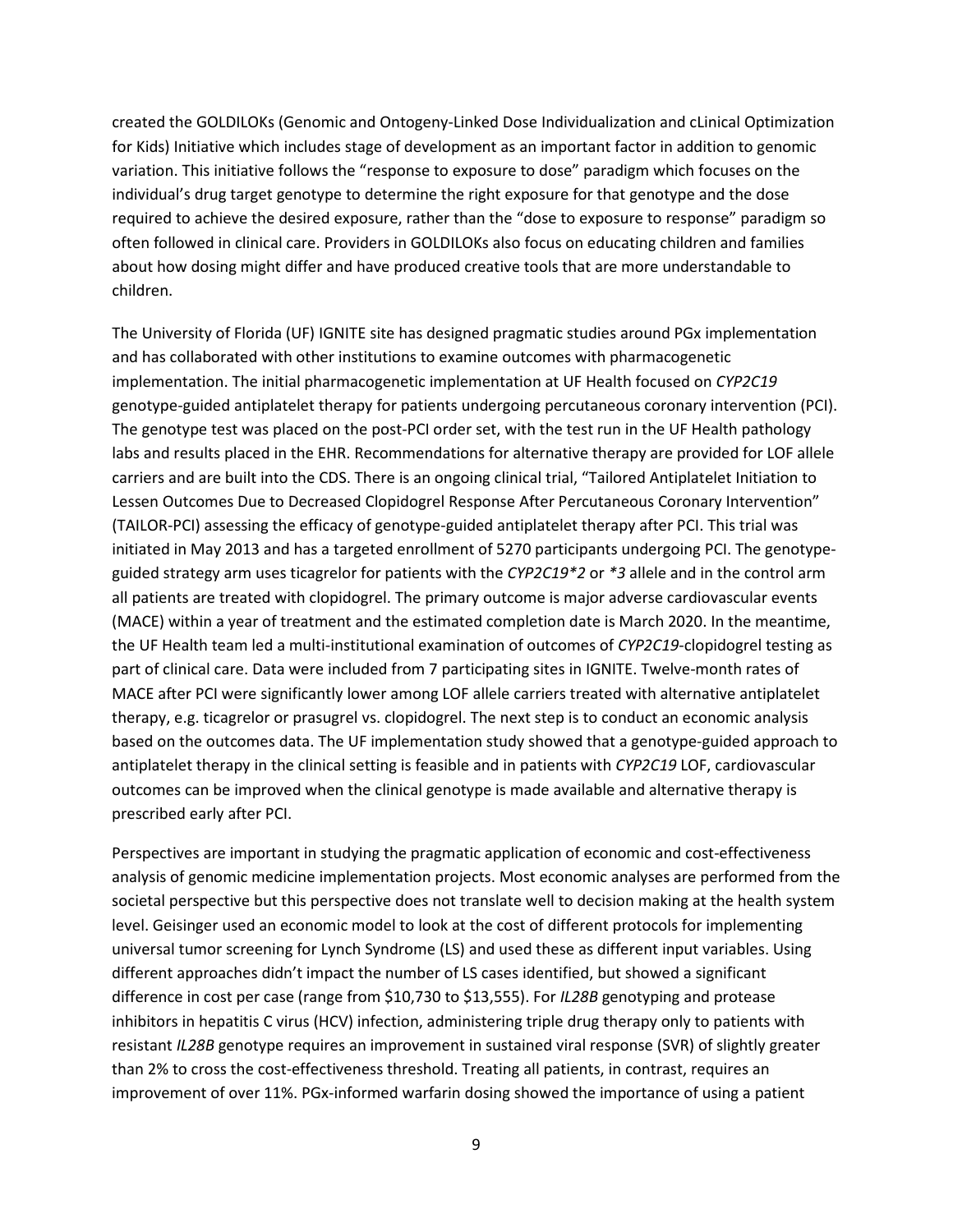created the GOLDILOKs (Genomic and Ontogeny-Linked Dose Individualization and cLinical Optimization for Kids) Initiative which includes stage of development as an important factor in addition to genomic variation. This initiative follows the "response to exposure to dose" paradigm which focuses on the individual's drug target genotype to determine the right exposure for that genotype and the dose required to achieve the desired exposure, rather than the "dose to exposure to response" paradigm so often followed in clinical care. Providers in GOLDILOKs also focus on educating children and families about how dosing might differ and have produced creative tools that are more understandable to children.

The University of Florida (UF) IGNITE site has designed pragmatic studies around PGx implementation and has collaborated with other institutions to examine outcomes with pharmacogenetic implementation. The initial pharmacogenetic implementation at UF Health focused on *CYP2C19* genotype-guided antiplatelet therapy for patients undergoing percutaneous coronary intervention (PCI). The genotype test was placed on the post-PCI order set, with the test run in the UF Health pathology labs and results placed in the EHR. Recommendations for alternative therapy are provided for LOF allele carriers and are built into the CDS. There is an ongoing clinical trial, "Tailored Antiplatelet Initiation to Lessen Outcomes Due to Decreased Clopidogrel Response After Percutaneous Coronary Intervention" (TAILOR-PCI) assessing the efficacy of genotype-guided antiplatelet therapy after PCI. This trial was initiated in May 2013 and has a targeted enrollment of 5270 participants undergoing PCI. The genotype-guided strategy arm uses ticagrelor for patients with the *CYP2C19*2* or **3* allele and in the control arm all patients are treated with clopidogrel. The primary outcome is major adverse cardiovascular events (MACE) within a year of treatment and the estimated completion date is March 2020. In the meantime, the UF Health team led a multi-institutional examination of outcomes of *CYP2C19*-clopidogrel testing as part of clinical care. Data were included from 7 participating sites in IGNITE. Twelve-month rates of MACE after PCI were significantly lower among LOF allele carriers treated with alternative antiplatelet therapy, e.g. ticagrelor or prasugrel vs. clopidogrel. The next step is to conduct an economic analysis based on the outcomes data. The UF implementation study showed that a genotype-guided approach to antiplatelet therapy in the clinical setting is feasible and in patients with *CYP2C19* LOF, cardiovascular outcomes can be improved when the clinical genotype is made available and alternative therapy is prescribed early after PCI.

Perspectives are important in studying the pragmatic application of economic and cost-effectiveness analysis of genomic medicine implementation projects. Most economic analyses are performed from the societal perspective but this perspective does not translate well to decision making at the health system level. Geisinger used an economic model to look at the cost of different protocols for implementing universal tumor screening for Lynch Syndrome (LS) and used these as different input variables. Using different approaches didn't impact the number of LS cases identified, but showed a significant difference in cost per case (range from $10,730 to $13,555). For *IL28B* genotyping and protease inhibitors in hepatitis C virus (HCV) infection, administering triple drug therapy only to patients with resistant *IL28B* genotype requires an improvement in sustained viral response (SVR) of slightly greater than 2% to cross the cost-effectiveness threshold. Treating all patients, in contrast, requires an improvement of over 11%. PGx-informed warfarin dosing showed the importance of using a patient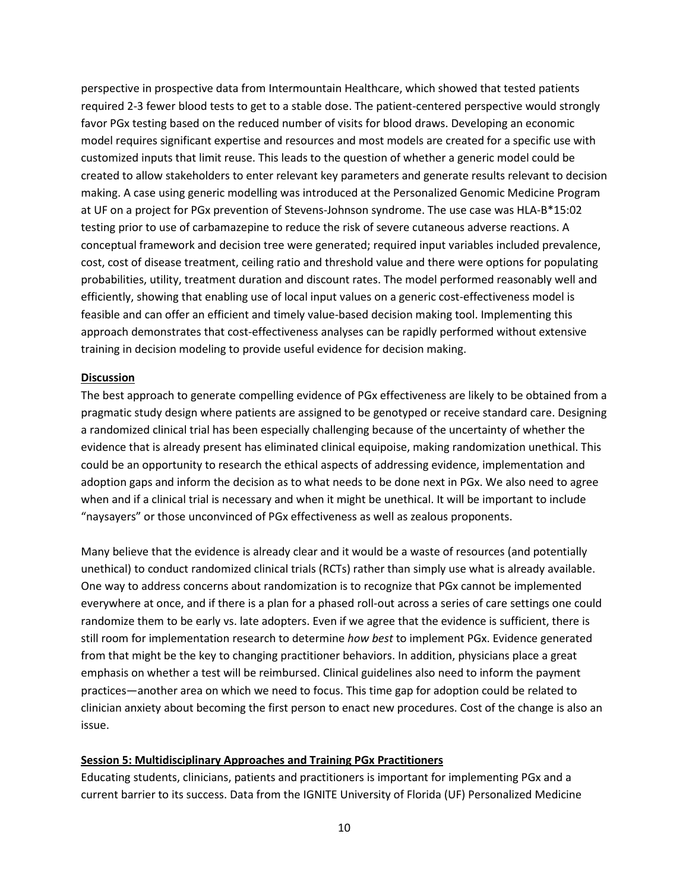perspective in prospective data from Intermountain Healthcare, which showed that tested patients required 2-3 fewer blood tests to get to a stable dose. The patient-centered perspective would strongly favor PGx testing based on the reduced number of visits for blood draws. Developing an economic model requires significant expertise and resources and most models are created for a specific use with customized inputs that limit reuse. This leads to the question of whether a generic model could be created to allow stakeholders to enter relevant key parameters and generate results relevant to decision making. A case using generic modelling was introduced at the Personalized Genomic Medicine Program at UF on a project for PGx prevention of Stevens-Johnson syndrome. The use case was HLA-B*15:02 testing prior to use of carbamazepine to reduce the risk of severe cutaneous adverse reactions. A conceptual framework and decision tree were generated; required input variables included prevalence, cost, cost of disease treatment, ceiling ratio and threshold value and there were options for populating probabilities, utility, treatment duration and discount rates. The model performed reasonably well and efficiently, showing that enabling use of local input values on a generic cost-effectiveness model is feasible and can offer an efficient and timely value-based decision making tool. Implementing this approach demonstrates that cost-effectiveness analyses can be rapidly performed without extensive training in decision modeling to provide useful evidence for decision making.

## Discussion

The best approach to generate compelling evidence of PGx effectiveness are likely to be obtained from a pragmatic study design where patients are assigned to be genotyped or receive standard care. Designing a randomized clinical trial has been especially challenging because of the uncertainty of whether the evidence that is already present has eliminated clinical equipoise, making randomization unethical. This could be an opportunity to research the ethical aspects of addressing evidence, implementation and adoption gaps and inform the decision as to what needs to be done next in PGx. We also need to agree when and if a clinical trial is necessary and when it might be unethical. It will be important to include "naysayers" or those unconvinced of PGx effectiveness as well as zealous proponents.

Many believe that the evidence is already clear and it would be a waste of resources (and potentially unethical) to conduct randomized clinical trials (RCTs) rather than simply use what is already available. One way to address concerns about randomization is to recognize that PGx cannot be implemented everywhere at once, and if there is a plan for a phased roll-out across a series of care settings one could randomize them to be early vs. late adopters. Even if we agree that the evidence is sufficient, there is still room for implementation research to determine *how best* to implement PGx. Evidence generated from that might be the key to changing practitioner behaviors. In addition, physicians place a great emphasis on whether a test will be reimbursed. Clinical guidelines also need to inform the payment practices—another area on which we need to focus. This time gap for adoption could be related to clinician anxiety about becoming the first person to enact new procedures. Cost of the change is also an issue.

## Session 5: Multidisciplinary Approaches and Training PGx Practitioners

Educating students, clinicians, patients and practitioners is important for implementing PGx and a current barrier to its success. Data from the IGNITE University of Florida (UF) Personalized Medicine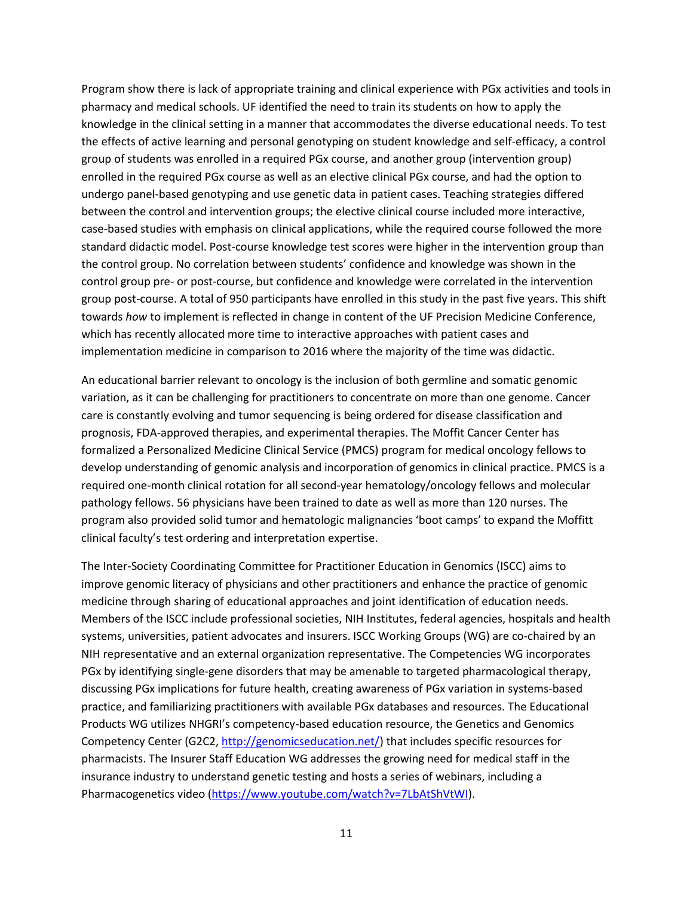Program show there is lack of appropriate training and clinical experience with PGx activities and tools in pharmacy and medical schools. UF identified the need to train its students on how to apply the knowledge in the clinical setting in a manner that accommodates the diverse educational needs. To test the effects of active learning and personal genotyping on student knowledge and self-efficacy, a control group of students was enrolled in a required PGx course, and another group (intervention group) enrolled in the required PGx course as well as an elective clinical PGx course, and had the option to undergo panel-based genotyping and use genetic data in patient cases. Teaching strategies differed between the control and intervention groups; the elective clinical course included more interactive, case-based studies with emphasis on clinical applications, while the required course followed the more standard didactic model. Post-course knowledge test scores were higher in the intervention group than the control group. No correlation between students' confidence and knowledge was shown in the control group pre- or post-course, but confidence and knowledge were correlated in the intervention group post-course. A total of 950 participants have enrolled in this study in the past five years. This shift towards *how* to implement is reflected in change in content of the UF Precision Medicine Conference, which has recently allocated more time to interactive approaches with patient cases and implementation medicine in comparison to 2016 where the majority of the time was didactic.

An educational barrier relevant to oncology is the inclusion of both germline and somatic genomic variation, as it can be challenging for practitioners to concentrate on more than one genome. Cancer care is constantly evolving and tumor sequencing is being ordered for disease classification and prognosis, FDA-approved therapies, and experimental therapies. The Moffit Cancer Center has formalized a Personalized Medicine Clinical Service (PMCS) program for medical oncology fellows to develop understanding of genomic analysis and incorporation of genomics in clinical practice. PMCS is a required one-month clinical rotation for all second-year hematology/oncology fellows and molecular pathology fellows. 56 physicians have been trained to date as well as more than 120 nurses. The program also provided solid tumor and hematologic malignancies 'boot camps' to expand the Moffitt clinical faculty's test ordering and interpretation expertise.

The Inter-Society Coordinating Committee for Practitioner Education in Genomics (ISCC) aims to improve genomic literacy of physicians and other practitioners and enhance the practice of genomic medicine through sharing of educational approaches and joint identification of education needs. Members of the ISCC include professional societies, NIH Institutes, federal agencies, hospitals and health systems, universities, patient advocates and insurers. ISCC Working Groups (WG) are co-chaired by an NIH representative and an external organization representative. The Competencies WG incorporates PGx by identifying single-gene disorders that may be amenable to targeted pharmacological therapy, discussing PGx implications for future health, creating awareness of PGx variation in systems-based practice, and familiarizing practitioners with available PGx databases and resources. The Educational Products WG utilizes NHGRI's competency-based education resource, the Genetics and Genomics Competency Center (G2C2, [http://genomicseducation.net/](http://genomicseducation.net/)) that includes specific resources for pharmacists. The Insurer Staff Education WG addresses the growing need for medical staff in the insurance industry to understand genetic testing and hosts a series of webinars, including a Pharmacogenetics video ([https://www.youtube.com/watch?v=7LbAtShVtWI](https://www.youtube.com/watch?v=7LbAtShVtWI)).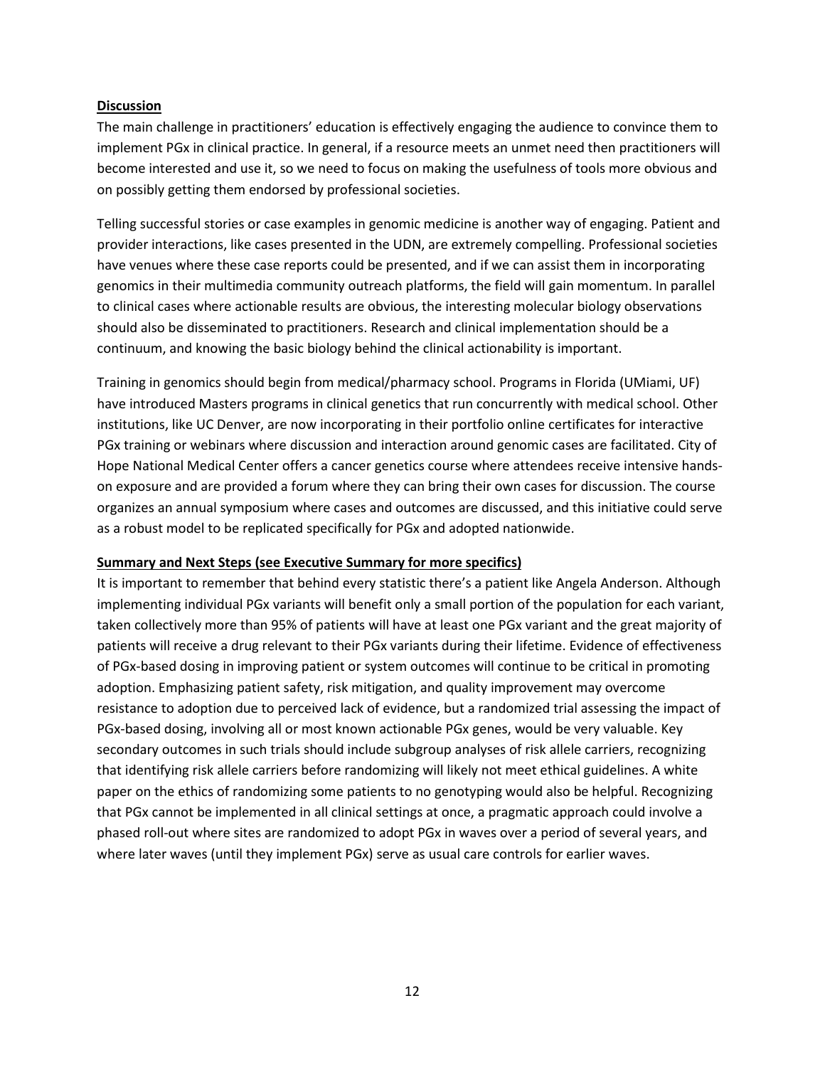## Discussion

The main challenge in practitioners' education is effectively engaging the audience to convince them to implement PGx in clinical practice. In general, if a resource meets an unmet need then practitioners will become interested and use it, so we need to focus on making the usefulness of tools more obvious and on possibly getting them endorsed by professional societies.

Telling successful stories or case examples in genomic medicine is another way of engaging. Patient and provider interactions, like cases presented in the UDN, are extremely compelling. Professional societies have venues where these case reports could be presented, and if we can assist them in incorporating genomics in their multimedia community outreach platforms, the field will gain momentum. In parallel to clinical cases where actionable results are obvious, the interesting molecular biology observations should also be disseminated to practitioners. Research and clinical implementation should be a continuum, and knowing the basic biology behind the clinical actionability is important.

Training in genomics should begin from medical/pharmacy school. Programs in Florida (UMiami, UF) have introduced Masters programs in clinical genetics that run concurrently with medical school. Other institutions, like UC Denver, are now incorporating in their portfolio online certificates for interactive PGx training or webinars where discussion and interaction around genomic cases are facilitated. City of Hope National Medical Center offers a cancer genetics course where attendees receive intensive hands-on exposure and are provided a forum where they can bring their own cases for discussion. The course organizes an annual symposium where cases and outcomes are discussed, and this initiative could serve as a robust model to be replicated specifically for PGx and adopted nationwide.

## Summary and Next Steps (see Executive Summary for more specifics)

It is important to remember that behind every statistic there's a patient like Angela Anderson. Although implementing individual PGx variants will benefit only a small portion of the population for each variant, taken collectively more than 95% of patients will have at least one PGx variant and the great majority of patients will receive a drug relevant to their PGx variants during their lifetime. Evidence of effectiveness of PGx-based dosing in improving patient or system outcomes will continue to be critical in promoting adoption. Emphasizing patient safety, risk mitigation, and quality improvement may overcome resistance to adoption due to perceived lack of evidence, but a randomized trial assessing the impact of PGx-based dosing, involving all or most known actionable PGx genes, would be very valuable. Key secondary outcomes in such trials should include subgroup analyses of risk allele carriers, recognizing that identifying risk allele carriers before randomizing will likely not meet ethical guidelines. A white paper on the ethics of randomizing some patients to no genotyping would also be helpful. Recognizing that PGx cannot be implemented in all clinical settings at once, a pragmatic approach could involve a phased roll-out where sites are randomized to adopt PGx in waves over a period of several years, and where later waves (until they implement PGx) serve as usual care controls for earlier waves.